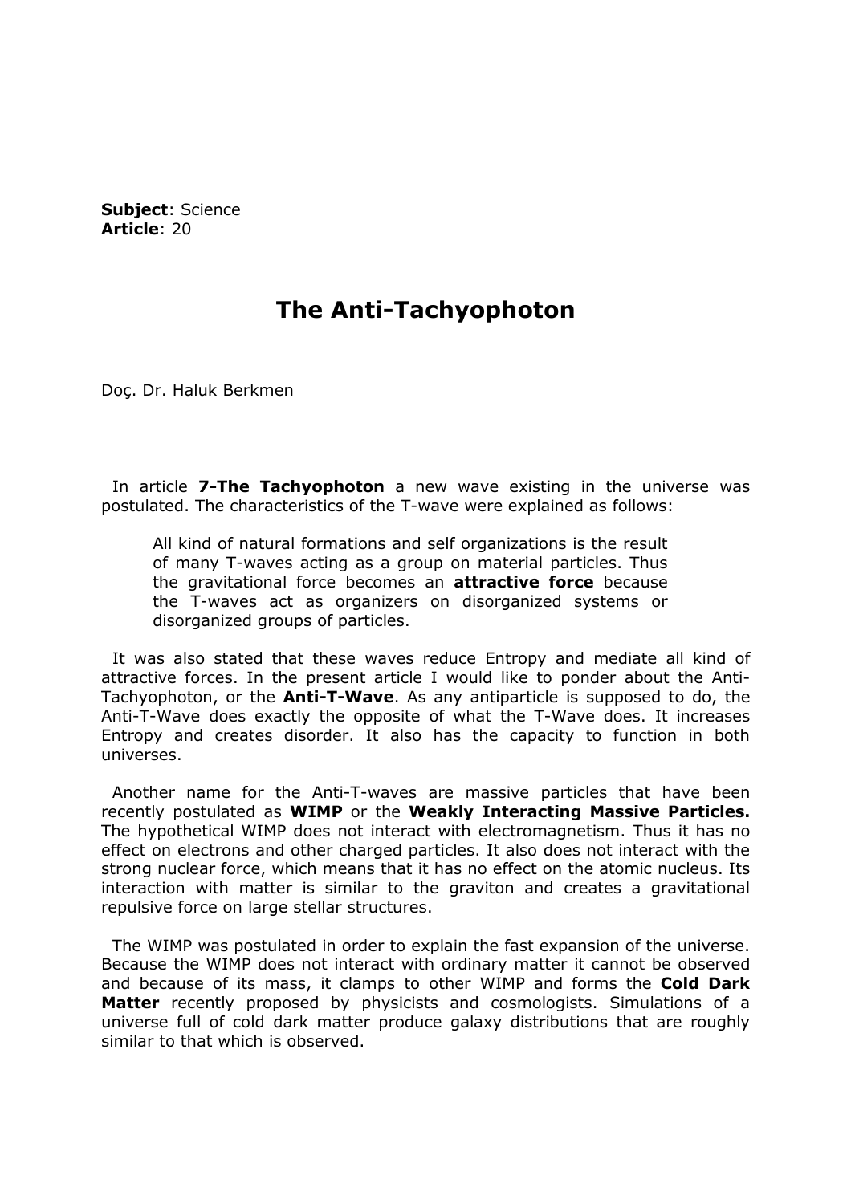**Subject**: Science
**Article**: 20

# The Anti-Tachyophoton

Doç. Dr. Haluk Berkmen

In article **7-The Tachyophoton** a new wave existing in the universe was postulated. The characteristics of the T-wave were explained as follows:

> All kind of natural formations and self organizations is the result of many T-waves acting as a group on material particles. Thus the gravitational force becomes an **attractive force** because the T-waves act as organizers on disorganized systems or disorganized groups of particles.

It was also stated that these waves reduce Entropy and mediate all kind of attractive forces. In the present article I would like to ponder about the Anti-Tachyophoton, or the **Anti-T-Wave**. As any antiparticle is supposed to do, the Anti-T-Wave does exactly the opposite of what the T-Wave does. It increases Entropy and creates disorder. It also has the capacity to function in both universes.

Another name for the Anti-T-waves are massive particles that have been recently postulated as **WIMP** or the **Weakly Interacting Massive Particles.** The hypothetical WIMP does not interact with electromagnetism. Thus it has no effect on electrons and other charged particles. It also does not interact with the strong nuclear force, which means that it has no effect on the atomic nucleus. Its interaction with matter is similar to the graviton and creates a gravitational repulsive force on large stellar structures.

The WIMP was postulated in order to explain the fast expansion of the universe. Because the WIMP does not interact with ordinary matter it cannot be observed and because of its mass, it clamps to other WIMP and forms the **Cold Dark Matter** recently proposed by physicists and cosmologists. Simulations of a universe full of cold dark matter produce galaxy distributions that are roughly similar to that which is observed.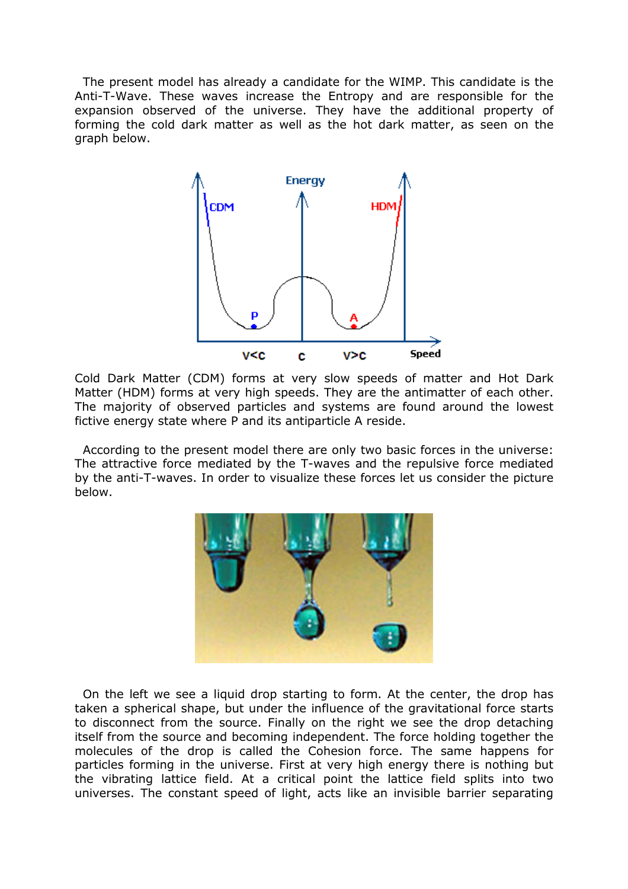The present model has already a candidate for the WIMP. This candidate is the Anti-T-Wave. These waves increase the Entropy and are responsible for the expansion observed of the universe. They have the additional property of forming the cold dark matter as well as the hot dark matter, as seen on the graph below.

Cold Dark Matter (CDM) forms at very slow speeds of matter and Hot Dark Matter (HDM) forms at very high speeds. They are the antimatter of each other. The majority of observed particles and systems are found around the lowest fictive energy state where P and its antiparticle A reside.

According to the present model there are only two basic forces in the universe: The attractive force mediated by the T-waves and the repulsive force mediated by the anti-T-waves. In order to visualize these forces let us consider the picture below.

On the left we see a liquid drop starting to form. At the center, the drop has taken a spherical shape, but under the influence of the gravitational force starts to disconnect from the source. Finally on the right we see the drop detaching itself from the source and becoming independent. The force holding together the molecules of the drop is called the Cohesion force. The same happens for particles forming in the universe. First at very high energy there is nothing but the vibrating lattice field. At a critical point the lattice field splits into two universes. The constant speed of light, acts like an invisible barrier separating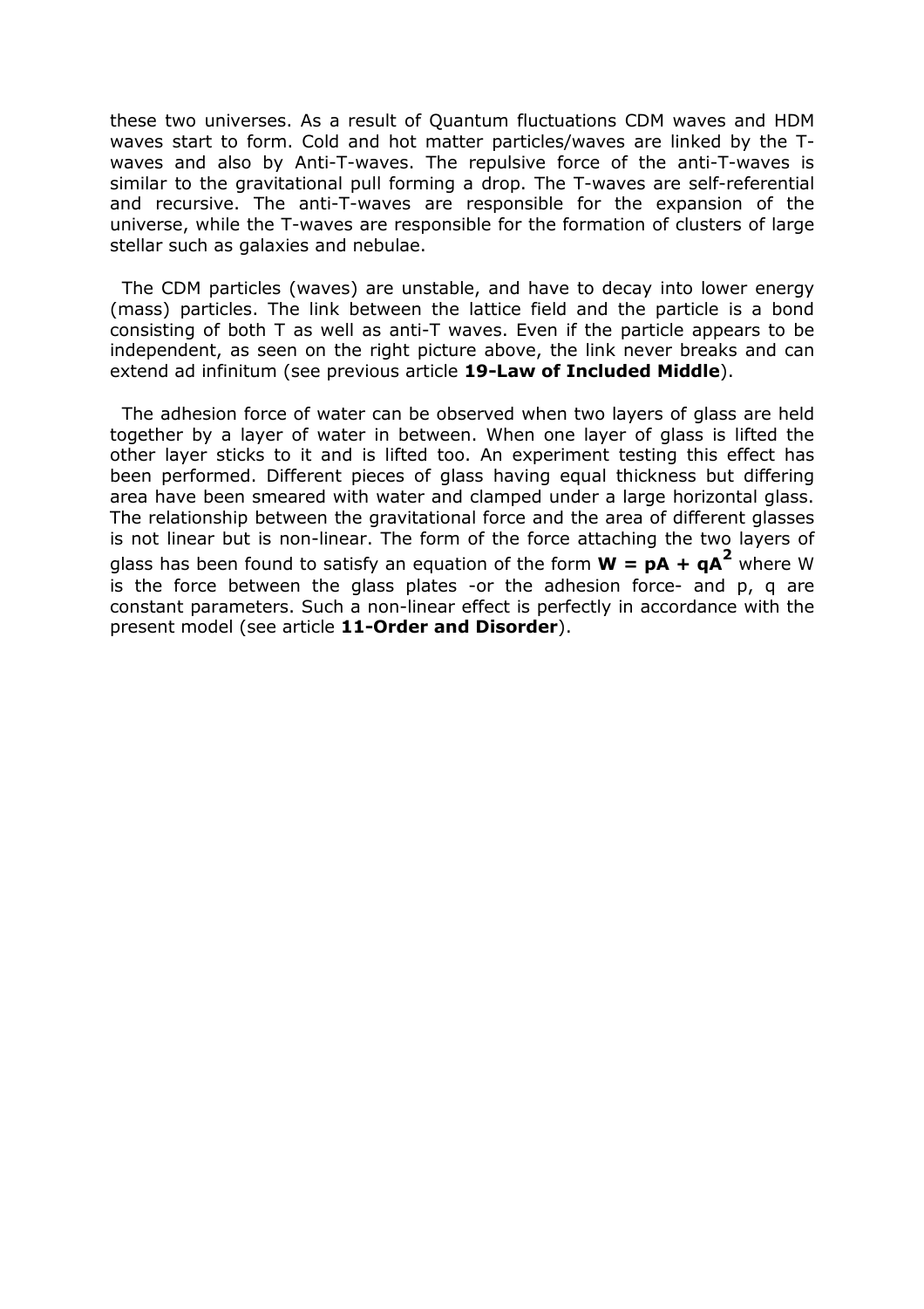these two universes. As a result of Quantum fluctuations CDM waves and HDM waves start to form. Cold and hot matter particles/waves are linked by the T-waves and also by Anti-T-waves. The repulsive force of the anti-T-waves is similar to the gravitational pull forming a drop. The T-waves are self-referential and recursive. The anti-T-waves are responsible for the expansion of the universe, while the T-waves are responsible for the formation of clusters of large stellar such as galaxies and nebulae.

The CDM particles (waves) are unstable, and have to decay into lower energy (mass) particles. The link between the lattice field and the particle is a bond consisting of both T as well as anti-T waves. Even if the particle appears to be independent, as seen on the right picture above, the link never breaks and can extend ad infinitum (see previous article **19-Law of Included Middle**).

The adhesion force of water can be observed when two layers of glass are held together by a layer of water in between. When one layer of glass is lifted the other layer sticks to it and is lifted too. An experiment testing this effect has been performed. Different pieces of glass having equal thickness but differing area have been smeared with water and clamped under a large horizontal glass. The relationship between the gravitational force and the area of different glasses is not linear but is non-linear. The form of the force attaching the two layers of glass has been found to satisfy an equation of the form $\mathbf{W = pA + qA^2}$ where W is the force between the glass plates -or the adhesion force- and p, q are constant parameters. Such a non-linear effect is perfectly in accordance with the present model (see article **11-Order and Disorder**).